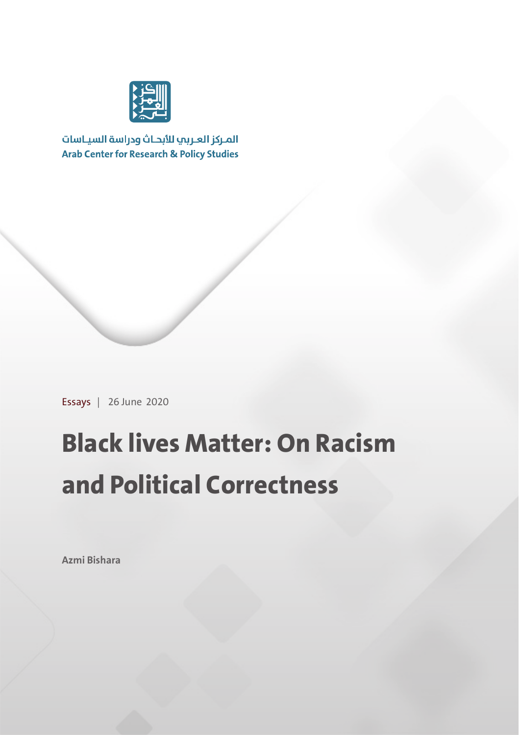المـركز العـربي للأبحـاث ودراسة السيـاسات

**Arab Center for Research & Policy Studies**

Essays | 26 June 2020

# Black lives Matter: On Racism and Political Correctness

**Azmi Bishara**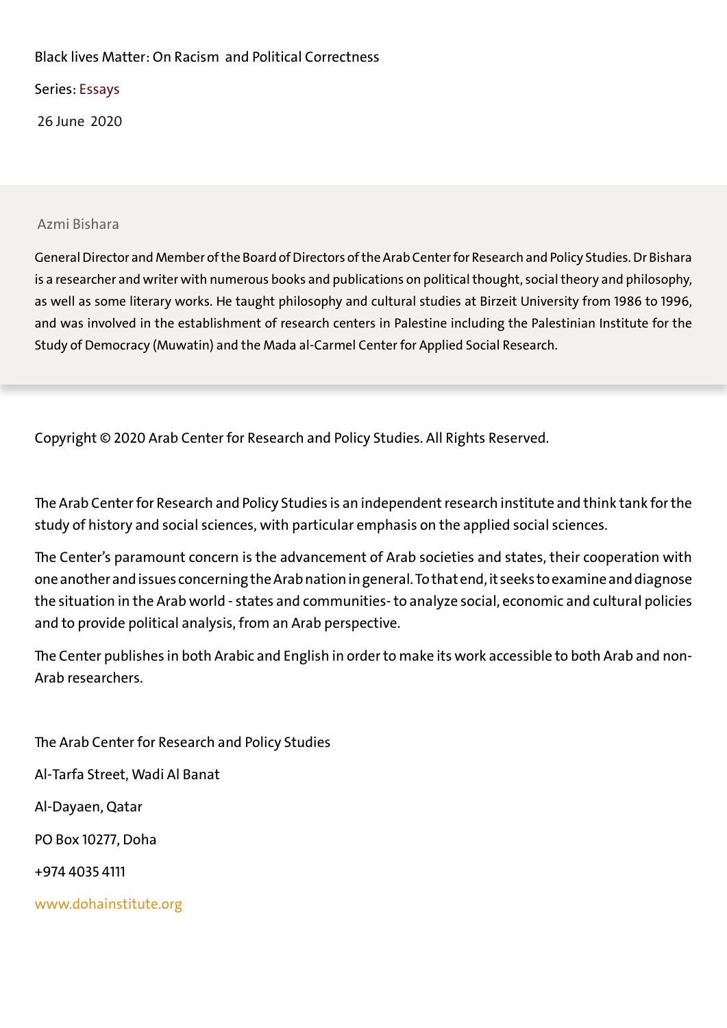Black lives Matter: On Racism and Political Correctness

Series: Essays

26 June 2020

Azmi Bishara

General Director and Member of the Board of Directors of the Arab Center for Research and Policy Studies. Dr Bishara is a researcher and writer with numerous books and publications on political thought, social theory and philosophy, as well as some literary works. He taught philosophy and cultural studies at Birzeit University from 1986 to 1996, and was involved in the establishment of research centers in Palestine including the Palestinian Institute for the Study of Democracy (Muwatin) and the Mada al-Carmel Center for Applied Social Research.

Copyright © 2020 Arab Center for Research and Policy Studies. All Rights Reserved.

The Arab Center for Research and Policy Studies is an independent research institute and think tank for the study of history and social sciences, with particular emphasis on the applied social sciences.

The Center's paramount concern is the advancement of Arab societies and states, their cooperation with one another and issues concerning the Arab nation in general. To that end, it seeks to examine and diagnose the situation in the Arab world - states and communities- to analyze social, economic and cultural policies and to provide political analysis, from an Arab perspective.

The Center publishes in both Arabic and English in order to make its work accessible to both Arab and non-Arab researchers.

The Arab Center for Research and Policy Studies

Al-Tarfa Street, Wadi Al Banat

Al-Dayaen, Qatar

PO Box 10277, Doha

+974 4035 4111

www.dohainstitute.org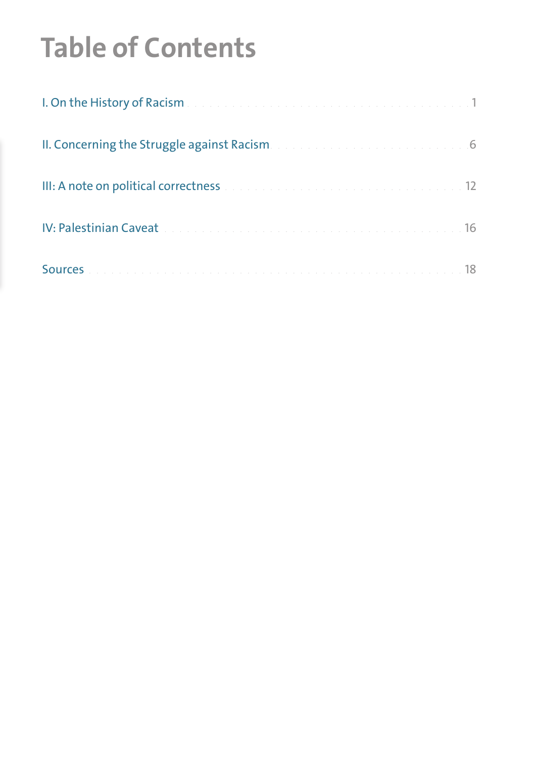# Table of Contents

I. On the History of Racism ........ 1

II. Concerning the Struggle against Racism ........ 6

III: A note on political correctness ........ 12

IV: Palestinian Caveat ........ 16

Sources ........ 18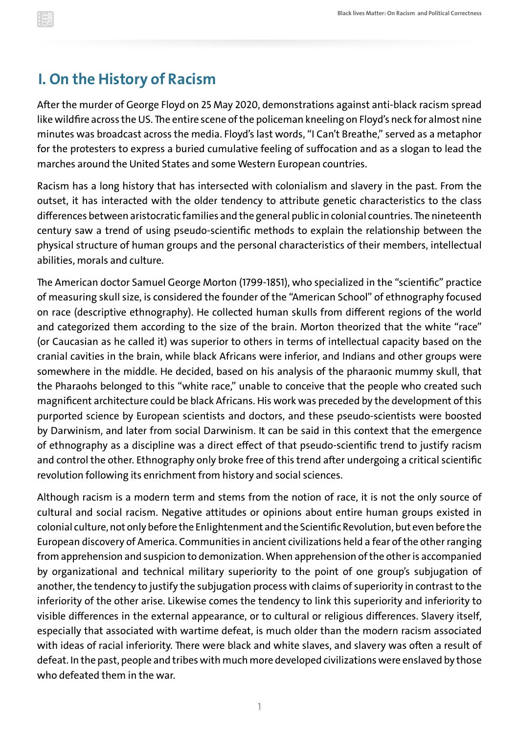## I. On the History of Racism

After the murder of George Floyd on 25 May 2020, demonstrations against anti-black racism spread like wildfire across the US. The entire scene of the policeman kneeling on Floyd's neck for almost nine minutes was broadcast across the media. Floyd's last words, "I Can't Breathe," served as a metaphor for the protesters to express a buried cumulative feeling of suffocation and as a slogan to lead the marches around the United States and some Western European countries.

Racism has a long history that has intersected with colonialism and slavery in the past. From the outset, it has interacted with the older tendency to attribute genetic characteristics to the class differences between aristocratic families and the general public in colonial countries. The nineteenth century saw a trend of using pseudo-scientific methods to explain the relationship between the physical structure of human groups and the personal characteristics of their members, intellectual abilities, morals and culture.

The American doctor Samuel George Morton (1799-1851), who specialized in the "scientific" practice of measuring skull size, is considered the founder of the "American School" of ethnography focused on race (descriptive ethnography). He collected human skulls from different regions of the world and categorized them according to the size of the brain. Morton theorized that the white "race" (or Caucasian as he called it) was superior to others in terms of intellectual capacity based on the cranial cavities in the brain, while black Africans were inferior, and Indians and other groups were somewhere in the middle. He decided, based on his analysis of the pharaonic mummy skull, that the Pharaohs belonged to this "white race," unable to conceive that the people who created such magnificent architecture could be black Africans. His work was preceded by the development of this purported science by European scientists and doctors, and these pseudo-scientists were boosted by Darwinism, and later from social Darwinism. It can be said in this context that the emergence of ethnography as a discipline was a direct effect of that pseudo-scientific trend to justify racism and control the other. Ethnography only broke free of this trend after undergoing a critical scientific revolution following its enrichment from history and social sciences.

Although racism is a modern term and stems from the notion of race, it is not the only source of cultural and social racism. Negative attitudes or opinions about entire human groups existed in colonial culture, not only before the Enlightenment and the Scientific Revolution, but even before the European discovery of America. Communities in ancient civilizations held a fear of the other ranging from apprehension and suspicion to demonization. When apprehension of the other is accompanied by organizational and technical military superiority to the point of one group's subjugation of another, the tendency to justify the subjugation process with claims of superiority in contrast to the inferiority of the other arise. Likewise comes the tendency to link this superiority and inferiority to visible differences in the external appearance, or to cultural or religious differences. Slavery itself, especially that associated with wartime defeat, is much older than the modern racism associated with ideas of racial inferiority. There were black and white slaves, and slavery was often a result of defeat. In the past, people and tribes with much more developed civilizations were enslaved by those who defeated them in the war.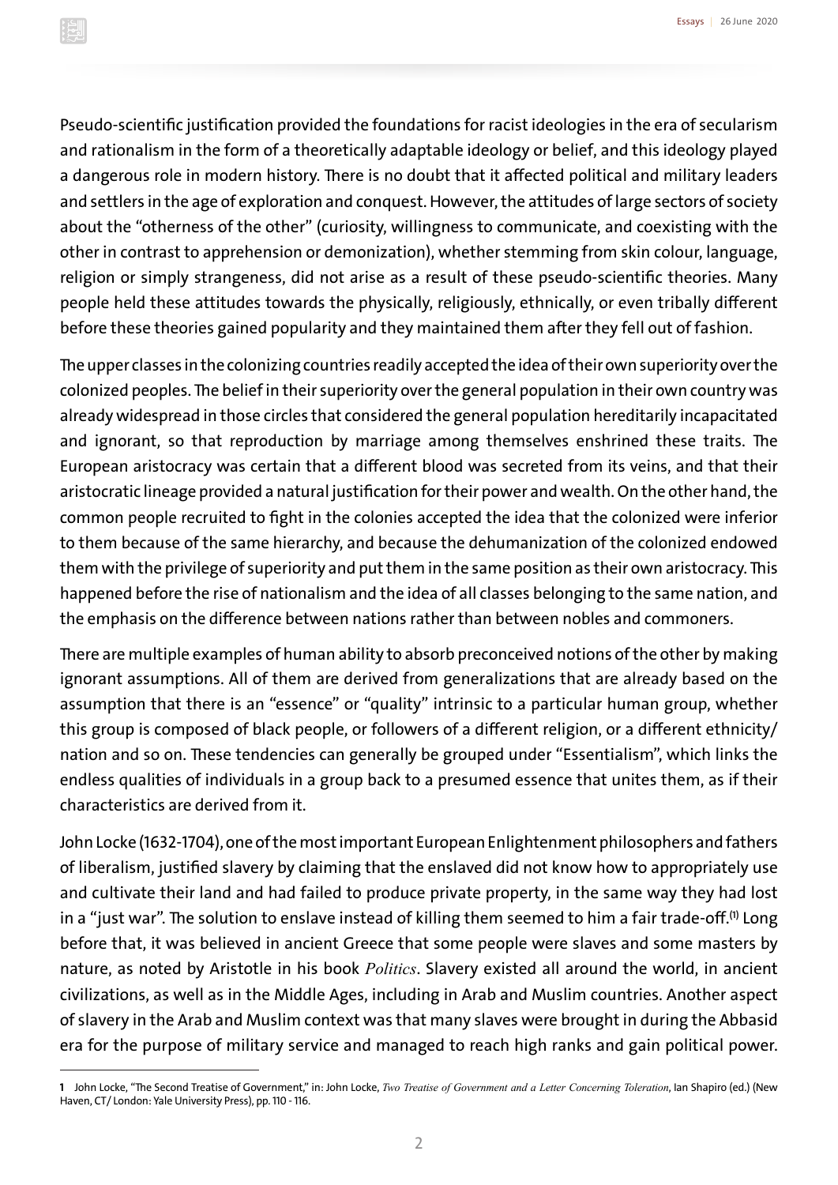Pseudo-scientific justification provided the foundations for racist ideologies in the era of secularism and rationalism in the form of a theoretically adaptable ideology or belief, and this ideology played a dangerous role in modern history. There is no doubt that it affected political and military leaders and settlers in the age of exploration and conquest. However, the attitudes of large sectors of society about the "otherness of the other" (curiosity, willingness to communicate, and coexisting with the other in contrast to apprehension or demonization), whether stemming from skin colour, language, religion or simply strangeness, did not arise as a result of these pseudo-scientific theories. Many people held these attitudes towards the physically, religiously, ethnically, or even tribally different before these theories gained popularity and they maintained them after they fell out of fashion.

The upper classes in the colonizing countries readily accepted the idea of their own superiority over the colonized peoples. The belief in their superiority over the general population in their own country was already widespread in those circles that considered the general population hereditarily incapacitated and ignorant, so that reproduction by marriage among themselves enshrined these traits. The European aristocracy was certain that a different blood was secreted from its veins, and that their aristocratic lineage provided a natural justification for their power and wealth. On the other hand, the common people recruited to fight in the colonies accepted the idea that the colonized were inferior to them because of the same hierarchy, and because the dehumanization of the colonized endowed them with the privilege of superiority and put them in the same position as their own aristocracy. This happened before the rise of nationalism and the idea of all classes belonging to the same nation, and the emphasis on the difference between nations rather than between nobles and commoners.

There are multiple examples of human ability to absorb preconceived notions of the other by making ignorant assumptions. All of them are derived from generalizations that are already based on the assumption that there is an "essence" or "quality" intrinsic to a particular human group, whether this group is composed of black people, or followers of a different religion, or a different ethnicity/nation and so on. These tendencies can generally be grouped under "Essentialism", which links the endless qualities of individuals in a group back to a presumed essence that unites them, as if their characteristics are derived from it.

John Locke (1632-1704), one of the most important European Enlightenment philosophers and fathers of liberalism, justified slavery by claiming that the enslaved did not know how to appropriately use and cultivate their land and had failed to produce private property, in the same way they had lost in a "just war". The solution to enslave instead of killing them seemed to him a fair trade-off.[1] Long before that, it was believed in ancient Greece that some people were slaves and some masters by nature, as noted by Aristotle in his book *Politics*. Slavery existed all around the world, in ancient civilizations, as well as in the Middle Ages, including in Arab and Muslim countries. Another aspect of slavery in the Arab and Muslim context was that many slaves were brought in during the Abbasid era for the purpose of military service and managed to reach high ranks and gain political power.

---

**1** John Locke, "The Second Treatise of Government," in: John Locke, *Two Treatise of Government and a Letter Concerning Toleration*, Ian Shapiro (ed.) (New Haven, CT/ London: Yale University Press), pp. 110 - 116.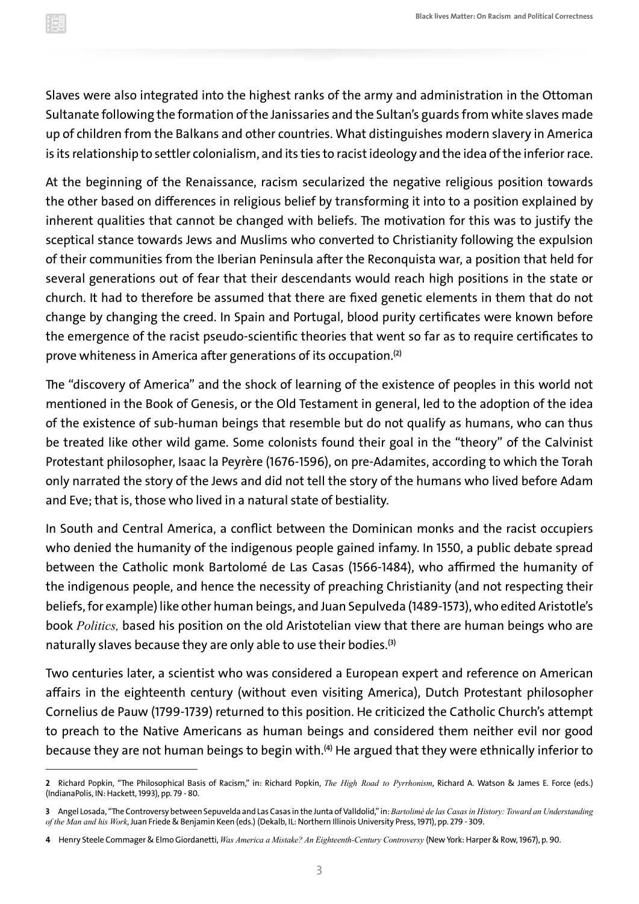Slaves were also integrated into the highest ranks of the army and administration in the Ottoman Sultanate following the formation of the Janissaries and the Sultan's guards from white slaves made up of children from the Balkans and other countries. What distinguishes modern slavery in America is its relationship to settler colonialism, and its ties to racist ideology and the idea of the inferior race.

At the beginning of the Renaissance, racism secularized the negative religious position towards the other based on differences in religious belief by transforming it into to a position explained by inherent qualities that cannot be changed with beliefs. The motivation for this was to justify the sceptical stance towards Jews and Muslims who converted to Christianity following the expulsion of their communities from the Iberian Peninsula after the Reconquista war, a position that held for several generations out of fear that their descendants would reach high positions in the state or church. It had to therefore be assumed that there are fixed genetic elements in them that do not change by changing the creed. In Spain and Portugal, blood purity certificates were known before the emergence of the racist pseudo-scientific theories that went so far as to require certificates to prove whiteness in America after generations of its occupation.[2]

The "discovery of America" and the shock of learning of the existence of peoples in this world not mentioned in the Book of Genesis, or the Old Testament in general, led to the adoption of the idea of the existence of sub-human beings that resemble but do not qualify as humans, who can thus be treated like other wild game. Some colonists found their goal in the "theory" of the Calvinist Protestant philosopher, Isaac la Peyrère (1676-1596), on pre-Adamites, according to which the Torah only narrated the story of the Jews and did not tell the story of the humans who lived before Adam and Eve; that is, those who lived in a natural state of bestiality.

In South and Central America, a conflict between the Dominican monks and the racist occupiers who denied the humanity of the indigenous people gained infamy. In 1550, a public debate spread between the Catholic monk Bartolomé de Las Casas (1566-1484), who affirmed the humanity of the indigenous people, and hence the necessity of preaching Christianity (and not respecting their beliefs, for example) like other human beings, and Juan Sepulveda (1489-1573), who edited Aristotle's book *Politics,* based his position on the old Aristotelian view that there are human beings who are naturally slaves because they are only able to use their bodies.[3]

Two centuries later, a scientist who was considered a European expert and reference on American affairs in the eighteenth century (without even visiting America), Dutch Protestant philosopher Cornelius de Pauw (1799-1739) returned to this position. He criticized the Catholic Church's attempt to preach to the Native Americans as human beings and considered them neither evil nor good because they are not human beings to begin with.[4] He argued that they were ethnically inferior to

---

**2** Richard Popkin, "The Philosophical Basis of Racism," in: Richard Popkin, *The High Road to Pyrrhonism*, Richard A. Watson & James E. Force (eds.) (IndianaPolis, IN: Hackett, 1993), pp. 79 - 80.

**3** Angel Losada, "The Controversy between Sepuvelda and Las Casas in the Junta of Valldolid," in: *Bartolomé de las Casas in History: Toward an Understanding of the Man and his Work*, Juan Friede & Benjamin Keen (eds.) (Dekalb, IL: Northern Illinois University Press, 1971), pp. 279 - 309.

**4** Henry Steele Commager & Elmo Giordanetti, *Was America a Mistake? An Eighteenth-Century Controversy* (New York: Harper & Row, 1967), p. 90.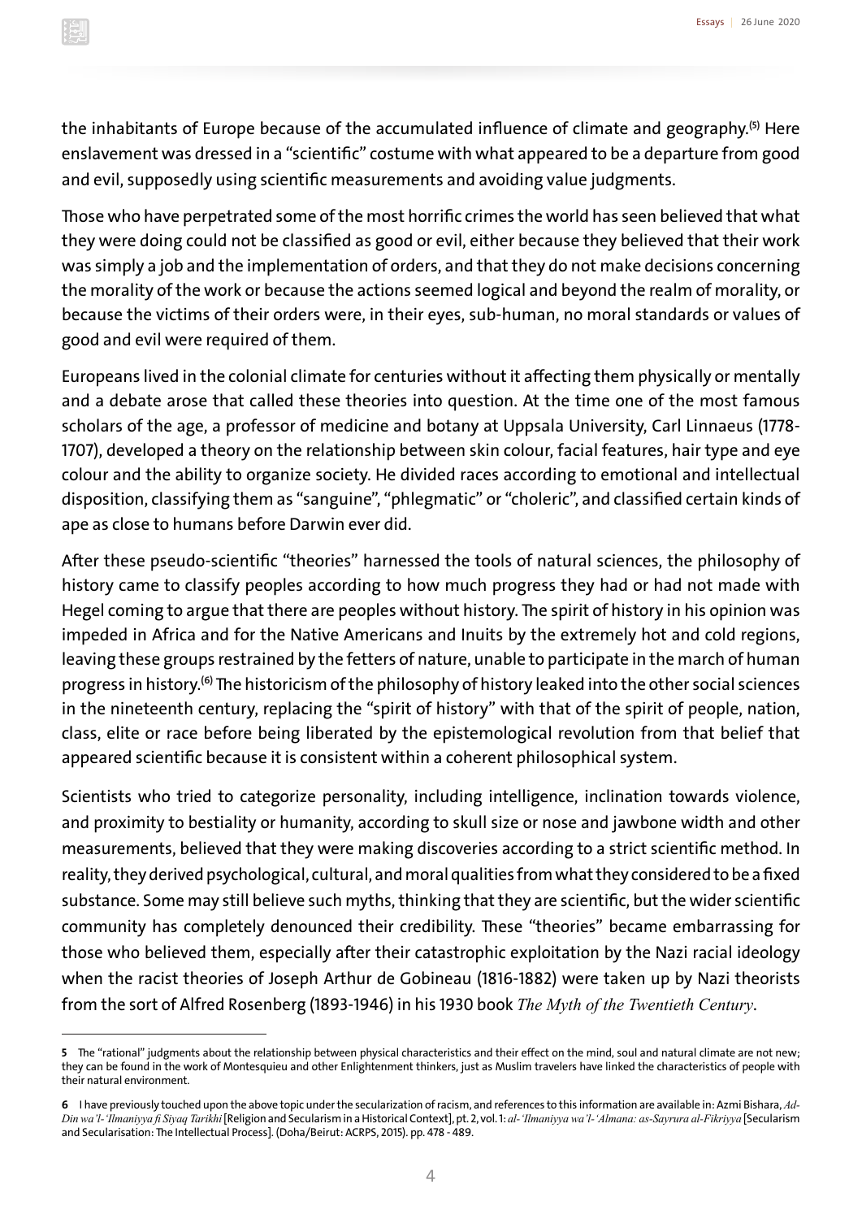the inhabitants of Europe because of the accumulated influence of climate and geography.[5] Here enslavement was dressed in a "scientific" costume with what appeared to be a departure from good and evil, supposedly using scientific measurements and avoiding value judgments.

Those who have perpetrated some of the most horrific crimes the world has seen believed that what they were doing could not be classified as good or evil, either because they believed that their work was simply a job and the implementation of orders, and that they do not make decisions concerning the morality of the work or because the actions seemed logical and beyond the realm of morality, or because the victims of their orders were, in their eyes, sub-human, no moral standards or values of good and evil were required of them.

Europeans lived in the colonial climate for centuries without it affecting them physically or mentally and a debate arose that called these theories into question. At the time one of the most famous scholars of the age, a professor of medicine and botany at Uppsala University, Carl Linnaeus (1778-1707), developed a theory on the relationship between skin colour, facial features, hair type and eye colour and the ability to organize society. He divided races according to emotional and intellectual disposition, classifying them as "sanguine", "phlegmatic" or "choleric", and classified certain kinds of ape as close to humans before Darwin ever did.

After these pseudo-scientific "theories" harnessed the tools of natural sciences, the philosophy of history came to classify peoples according to how much progress they had or had not made with Hegel coming to argue that there are peoples without history. The spirit of history in his opinion was impeded in Africa and for the Native Americans and Inuits by the extremely hot and cold regions, leaving these groups restrained by the fetters of nature, unable to participate in the march of human progress in history.[6] The historicism of the philosophy of history leaked into the other social sciences in the nineteenth century, replacing the "spirit of history" with that of the spirit of people, nation, class, elite or race before being liberated by the epistemological revolution from that belief that appeared scientific because it is consistent within a coherent philosophical system.

Scientists who tried to categorize personality, including intelligence, inclination towards violence, and proximity to bestiality or humanity, according to skull size or nose and jawbone width and other measurements, believed that they were making discoveries according to a strict scientific method. In reality, they derived psychological, cultural, and moral qualities from what they considered to be a fixed substance. Some may still believe such myths, thinking that they are scientific, but the wider scientific community has completely denounced their credibility. These "theories" became embarrassing for those who believed them, especially after their catastrophic exploitation by the Nazi racial ideology when the racist theories of Joseph Arthur de Gobineau (1816-1882) were taken up by Nazi theorists from the sort of Alfred Rosenberg (1893-1946) in his 1930 book *The Myth of the Twentieth Century*.

---

**5** The "rational" judgments about the relationship between physical characteristics and their effect on the mind, soul and natural climate are not new; they can be found in the work of Montesquieu and other Enlightenment thinkers, just as Muslim travelers have linked the characteristics of people with their natural environment.

**6** I have previously touched upon the above topic under the secularization of racism, and references to this information are available in: Azmi Bishara, *Ad-Din wa'l-'Ilmaniyya fi Siyaq Tarikhi* [Religion and Secularism in a Historical Context], pt. 2, vol. 1: *al-'Ilmaniyya wa'l-'Almana: as-Sayrura al-Fikriyya* [Secularism and Secularisation: The Intellectual Process]. (Doha/Beirut: ACRPS, 2015). pp. 478 - 489.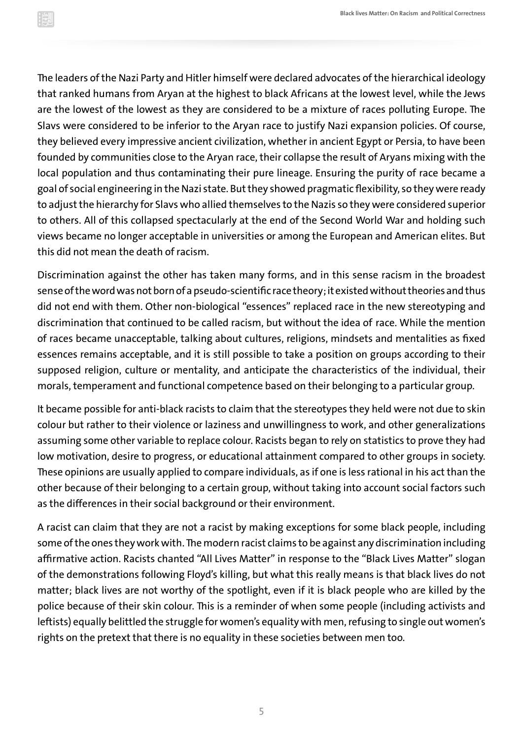The leaders of the Nazi Party and Hitler himself were declared advocates of the hierarchical ideology that ranked humans from Aryan at the highest to black Africans at the lowest level, while the Jews are the lowest of the lowest as they are considered to be a mixture of races polluting Europe. The Slavs were considered to be inferior to the Aryan race to justify Nazi expansion policies. Of course, they believed every impressive ancient civilization, whether in ancient Egypt or Persia, to have been founded by communities close to the Aryan race, their collapse the result of Aryans mixing with the local population and thus contaminating their pure lineage. Ensuring the purity of race became a goal of social engineering in the Nazi state. But they showed pragmatic flexibility, so they were ready to adjust the hierarchy for Slavs who allied themselves to the Nazis so they were considered superior to others. All of this collapsed spectacularly at the end of the Second World War and holding such views became no longer acceptable in universities or among the European and American elites. But this did not mean the death of racism.

Discrimination against the other has taken many forms, and in this sense racism in the broadest sense of the word was not born of a pseudo-scientific race theory; it existed without theories and thus did not end with them. Other non-biological "essences" replaced race in the new stereotyping and discrimination that continued to be called racism, but without the idea of race. While the mention of races became unacceptable, talking about cultures, religions, mindsets and mentalities as fixed essences remains acceptable, and it is still possible to take a position on groups according to their supposed religion, culture or mentality, and anticipate the characteristics of the individual, their morals, temperament and functional competence based on their belonging to a particular group.

It became possible for anti-black racists to claim that the stereotypes they held were not due to skin colour but rather to their violence or laziness and unwillingness to work, and other generalizations assuming some other variable to replace colour. Racists began to rely on statistics to prove they had low motivation, desire to progress, or educational attainment compared to other groups in society. These opinions are usually applied to compare individuals, as if one is less rational in his act than the other because of their belonging to a certain group, without taking into account social factors such as the differences in their social background or their environment.

A racist can claim that they are not a racist by making exceptions for some black people, including some of the ones they work with. The modern racist claims to be against any discrimination including affirmative action. Racists chanted "All Lives Matter" in response to the "Black Lives Matter" slogan of the demonstrations following Floyd's killing, but what this really means is that black lives do not matter; black lives are not worthy of the spotlight, even if it is black people who are killed by the police because of their skin colour. This is a reminder of when some people (including activists and leftists) equally belittled the struggle for women's equality with men, refusing to single out women's rights on the pretext that there is no equality in these societies between men too.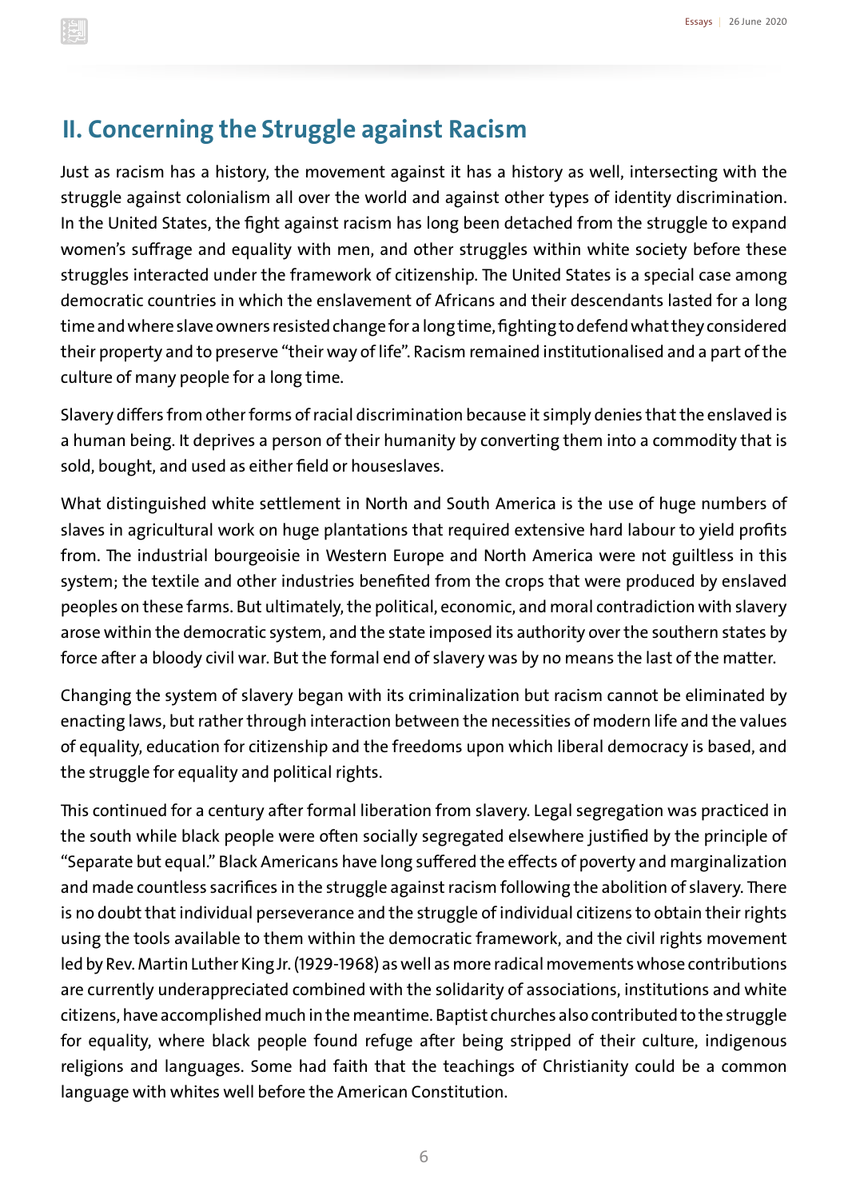## II. Concerning the Struggle against Racism

Just as racism has a history, the movement against it has a history as well, intersecting with the struggle against colonialism all over the world and against other types of identity discrimination. In the United States, the fight against racism has long been detached from the struggle to expand women's suffrage and equality with men, and other struggles within white society before these struggles interacted under the framework of citizenship. The United States is a special case among democratic countries in which the enslavement of Africans and their descendants lasted for a long time and where slave owners resisted change for a long time, fighting to defend what they considered their property and to preserve "their way of life". Racism remained institutionalised and a part of the culture of many people for a long time.

Slavery differs from other forms of racial discrimination because it simply denies that the enslaved is a human being. It deprives a person of their humanity by converting them into a commodity that is sold, bought, and used as either field or houseslaves.

What distinguished white settlement in North and South America is the use of huge numbers of slaves in agricultural work on huge plantations that required extensive hard labour to yield profits from. The industrial bourgeoisie in Western Europe and North America were not guiltless in this system; the textile and other industries benefited from the crops that were produced by enslaved peoples on these farms. But ultimately, the political, economic, and moral contradiction with slavery arose within the democratic system, and the state imposed its authority over the southern states by force after a bloody civil war. But the formal end of slavery was by no means the last of the matter.

Changing the system of slavery began with its criminalization but racism cannot be eliminated by enacting laws, but rather through interaction between the necessities of modern life and the values of equality, education for citizenship and the freedoms upon which liberal democracy is based, and the struggle for equality and political rights.

This continued for a century after formal liberation from slavery. Legal segregation was practiced in the south while black people were often socially segregated elsewhere justified by the principle of "Separate but equal." Black Americans have long suffered the effects of poverty and marginalization and made countless sacrifices in the struggle against racism following the abolition of slavery. There is no doubt that individual perseverance and the struggle of individual citizens to obtain their rights using the tools available to them within the democratic framework, and the civil rights movement led by Rev. Martin Luther King Jr. (1929-1968) as well as more radical movements whose contributions are currently underappreciated combined with the solidarity of associations, institutions and white citizens, have accomplished much in the meantime. Baptist churches also contributed to the struggle for equality, where black people found refuge after being stripped of their culture, indigenous religions and languages. Some had faith that the teachings of Christianity could be a common language with whites well before the American Constitution.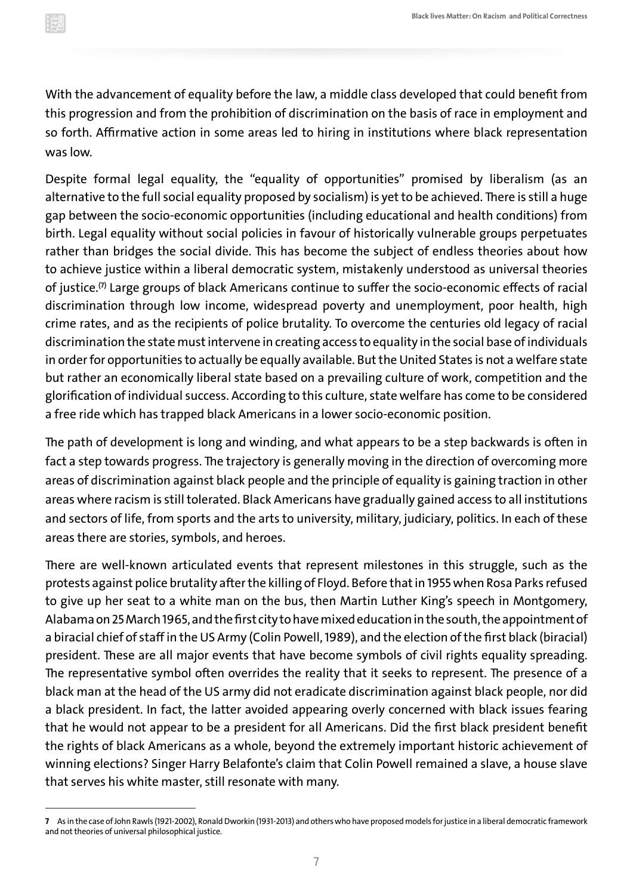With the advancement of equality before the law, a middle class developed that could benefit from this progression and from the prohibition of discrimination on the basis of race in employment and so forth. Affirmative action in some areas led to hiring in institutions where black representation was low.

Despite formal legal equality, the "equality of opportunities" promised by liberalism (as an alternative to the full social equality proposed by socialism) is yet to be achieved. There is still a huge gap between the socio-economic opportunities (including educational and health conditions) from birth. Legal equality without social policies in favour of historically vulnerable groups perpetuates rather than bridges the social divide. This has become the subject of endless theories about how to achieve justice within a liberal democratic system, mistakenly understood as universal theories of justice.[7] Large groups of black Americans continue to suffer the socio-economic effects of racial discrimination through low income, widespread poverty and unemployment, poor health, high crime rates, and as the recipients of police brutality. To overcome the centuries old legacy of racial discrimination the state must intervene in creating access to equality in the social base of individuals in order for opportunities to actually be equally available. But the United States is not a welfare state but rather an economically liberal state based on a prevailing culture of work, competition and the glorification of individual success. According to this culture, state welfare has come to be considered a free ride which has trapped black Americans in a lower socio-economic position.

The path of development is long and winding, and what appears to be a step backwards is often in fact a step towards progress. The trajectory is generally moving in the direction of overcoming more areas of discrimination against black people and the principle of equality is gaining traction in other areas where racism is still tolerated. Black Americans have gradually gained access to all institutions and sectors of life, from sports and the arts to university, military, judiciary, politics. In each of these areas there are stories, symbols, and heroes.

There are well-known articulated events that represent milestones in this struggle, such as the protests against police brutality after the killing of Floyd. Before that in 1955 when Rosa Parks refused to give up her seat to a white man on the bus, then Martin Luther King's speech in Montgomery, Alabama on 25 March 1965, and the first city to have mixed education in the south, the appointment of a biracial chief of staff in the US Army (Colin Powell, 1989), and the election of the first black (biracial) president. These are all major events that have become symbols of civil rights equality spreading. The representative symbol often overrides the reality that it seeks to represent. The presence of a black man at the head of the US army did not eradicate discrimination against black people, nor did a black president. In fact, the latter avoided appearing overly concerned with black issues fearing that he would not appear to be a president for all Americans. Did the first black president benefit the rights of black Americans as a whole, beyond the extremely important historic achievement of winning elections? Singer Harry Belafonte's claim that Colin Powell remained a slave, a house slave that serves his white master, still resonate with many.

---

**7** As in the case of John Rawls (1921-2002), Ronald Dworkin (1931-2013) and others who have proposed models for justice in a liberal democratic framework and not theories of universal philosophical justice.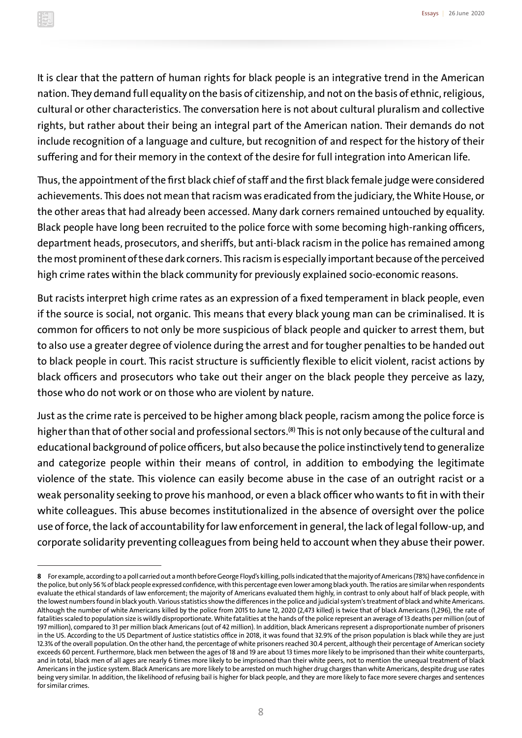It is clear that the pattern of human rights for black people is an integrative trend in the American nation. They demand full equality on the basis of citizenship, and not on the basis of ethnic, religious, cultural or other characteristics. The conversation here is not about cultural pluralism and collective rights, but rather about their being an integral part of the American nation. Their demands do not include recognition of a language and culture, but recognition of and respect for the history of their suffering and for their memory in the context of the desire for full integration into American life.

Thus, the appointment of the first black chief of staff and the first black female judge were considered achievements. This does not mean that racism was eradicated from the judiciary, the White House, or the other areas that had already been accessed. Many dark corners remained untouched by equality. Black people have long been recruited to the police force with some becoming high-ranking officers, department heads, prosecutors, and sheriffs, but anti-black racism in the police has remained among the most prominent of these dark corners. This racism is especially important because of the perceived high crime rates within the black community for previously explained socio-economic reasons.

But racists interpret high crime rates as an expression of a fixed temperament in black people, even if the source is social, not organic. This means that every black young man can be criminalised. It is common for officers to not only be more suspicious of black people and quicker to arrest them, but to also use a greater degree of violence during the arrest and for tougher penalties to be handed out to black people in court. This racist structure is sufficiently flexible to elicit violent, racist actions by black officers and prosecutors who take out their anger on the black people they perceive as lazy, those who do not work or on those who are violent by nature.

Just as the crime rate is perceived to be higher among black people, racism among the police force is higher than that of other social and professional sectors.[8] This is not only because of the cultural and educational background of police officers, but also because the police instinctively tend to generalize and categorize people within their means of control, in addition to embodying the legitimate violence of the state. This violence can easily become abuse in the case of an outright racist or a weak personality seeking to prove his manhood, or even a black officer who wants to fit in with their white colleagues. This abuse becomes institutionalized in the absence of oversight over the police use of force, the lack of accountability for law enforcement in general, the lack of legal follow-up, and corporate solidarity preventing colleagues from being held to account when they abuse their power.

---

**8** For example, according to a poll carried out a month before George Floyd's killing, polls indicated that the majority of Americans (78%) have confidence in the police, but only 56 % of black people expressed confidence, with this percentage even lower among black youth. The ratios are similar when respondents evaluate the ethical standards of law enforcement; the majority of Americans evaluated them highly, in contrast to only about half of black people, with the lowest numbers found in black youth. Various statistics show the differences in the police and judicial system's treatment of black and white Americans. Although the number of white Americans killed by the police from 2015 to June 12, 2020 (2,473 killed) is twice that of black Americans (1,296), the rate of fatalities scaled to population size is wildly disproportionate. White fatalities at the hands of the police represent an average of 13 deaths per million (out of 197 million), compared to 31 per million black Americans (out of 42 million). In addition, black Americans represent a disproportionate number of prisoners in the US. According to the US Department of Justice statistics office in 2018, it was found that 32.9% of the prison population is black while they are just 12.3% of the overall population. On the other hand, the percentage of white prisoners reached 30.4 percent, although their percentage of American society exceeds 60 percent. Furthermore, black men between the ages of 18 and 19 are about 13 times more likely to be imprisoned than their white counterparts, and in total, black men of all ages are nearly 6 times more likely to be imprisoned than their white peers, not to mention the unequal treatment of black Americans in the justice system. Black Americans are more likely to be arrested on much higher drug charges than white Americans, despite drug use rates being very similar. In addition, the likelihood of refusing bail is higher for black people, and they are more likely to face more severe charges and sentences for similar crimes.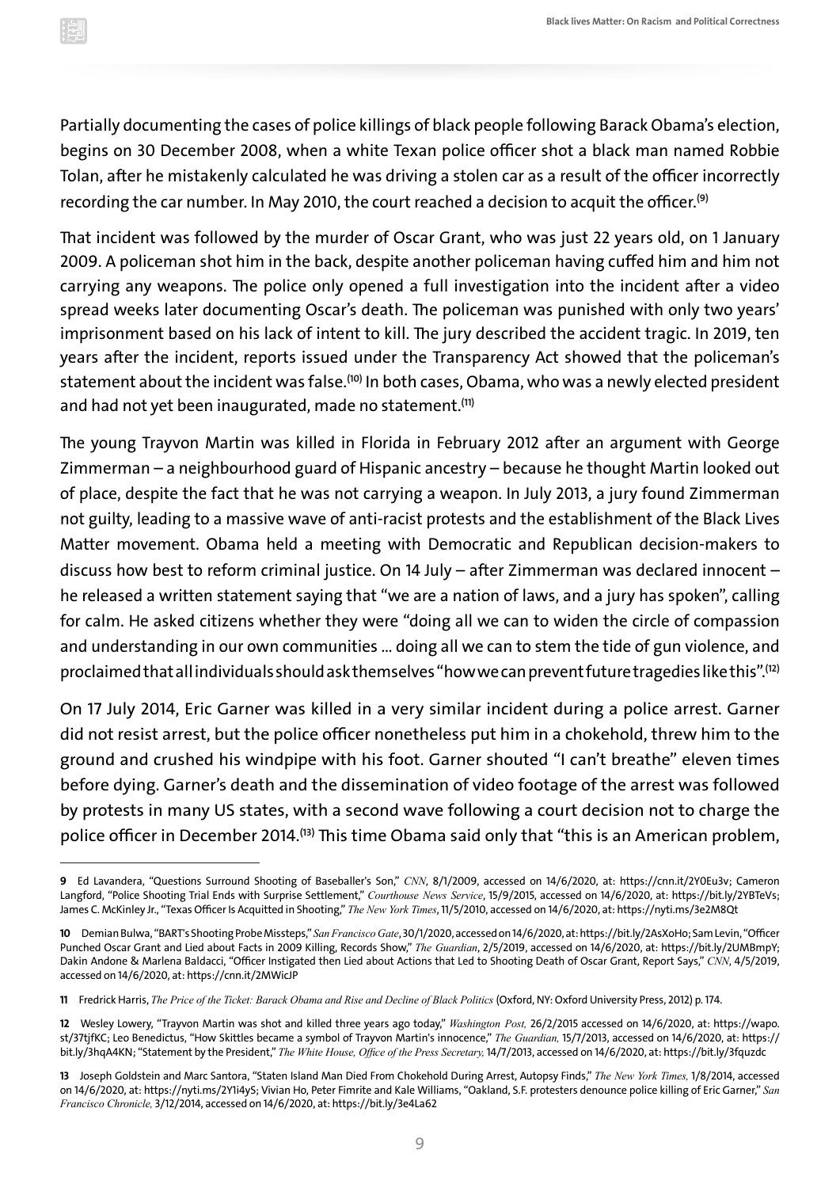Partially documenting the cases of police killings of black people following Barack Obama's election, begins on 30 December 2008, when a white Texan police officer shot a black man named Robbie Tolan, after he mistakenly calculated he was driving a stolen car as a result of the officer incorrectly recording the car number. In May 2010, the court reached a decision to acquit the officer.[9]

That incident was followed by the murder of Oscar Grant, who was just 22 years old, on 1 January 2009. A policeman shot him in the back, despite another policeman having cuffed him and him not carrying any weapons. The police only opened a full investigation into the incident after a video spread weeks later documenting Oscar's death. The policeman was punished with only two years' imprisonment based on his lack of intent to kill. The jury described the accident tragic. In 2019, ten years after the incident, reports issued under the Transparency Act showed that the policeman's statement about the incident was false.[10] In both cases, Obama, who was a newly elected president and had not yet been inaugurated, made no statement.[11]

The young Trayvon Martin was killed in Florida in February 2012 after an argument with George Zimmerman – a neighbourhood guard of Hispanic ancestry – because he thought Martin looked out of place, despite the fact that he was not carrying a weapon. In July 2013, a jury found Zimmerman not guilty, leading to a massive wave of anti-racist protests and the establishment of the Black Lives Matter movement. Obama held a meeting with Democratic and Republican decision-makers to discuss how best to reform criminal justice. On 14 July – after Zimmerman was declared innocent – he released a written statement saying that "we are a nation of laws, and a jury has spoken", calling for calm. He asked citizens whether they were "doing all we can to widen the circle of compassion and understanding in our own communities ... doing all we can to stem the tide of gun violence, and proclaimed that all individuals should ask themselves "how we can prevent future tragedies like this".[12]

On 17 July 2014, Eric Garner was killed in a very similar incident during a police arrest. Garner did not resist arrest, but the police officer nonetheless put him in a chokehold, threw him to the ground and crushed his windpipe with his foot. Garner shouted "I can't breathe" eleven times before dying. Garner's death and the dissemination of video footage of the arrest was followed by protests in many US states, with a second wave following a court decision not to charge the police officer in December 2014.[13] This time Obama said only that "this is an American problem,

---

**9** Ed Lavandera, "Questions Surround Shooting of Baseballer's Son," *CNN*, 8/1/2009, accessed on 14/6/2020, at: https://cnn.it/2Y0Eu3v; Cameron Langford, "Police Shooting Trial Ends with Surprise Settlement," *Courthouse News Service*, 15/9/2015, accessed on 14/6/2020, at: https://bit.ly/2YBTeVs; James C. McKinley Jr., "Texas Officer Is Acquitted in Shooting," *The New York Times*, 11/5/2010, accessed on 14/6/2020, at: https://nyti.ms/3e2M8Qt

**10** Demian Bulwa, "BART's Shooting Probe Missteps," *San Francisco Gate*, 30/1/2020, accessed on 14/6/2020, at: https://bit.ly/2AsXoHo; Sam Levin, "Officer Punched Oscar Grant and Lied about Facts in 2009 Killing, Records Show," *The Guardian*, 2/5/2019, accessed on 14/6/2020, at: https://bit.ly/2UMBmpY; Dakin Andone & Marlena Baldacci, "Officer Instigated then Lied about Actions that Led to Shooting Death of Oscar Grant, Report Says," *CNN*, 4/5/2019, accessed on 14/6/2020, at: https://cnn.it/2MWicJP

**11** Fredrick Harris, *The Price of the Ticket: Barack Obama and Rise and Decline of Black Politics* (Oxford, NY: Oxford University Press, 2012) p. 174.

**12** Wesley Lowery, "Trayvon Martin was shot and killed three years ago today," *Washington Post,* 26/2/2015 accessed on 14/6/2020, at: https://wapo.st/37tjfKC; Leo Benedictus, "How Skittles became a symbol of Trayvon Martin's innocence," *The Guardian,* 15/7/2013, accessed on 14/6/2020, at: https://bit.ly/3hqA4KN; "Statement by the President," *The White House, Office of the Press Secretary,* 14/7/2013, accessed on 14/6/2020, at: https://bit.ly/3fquzdc

**13** Joseph Goldstein and Marc Santora, "Staten Island Man Died From Chokehold During Arrest, Autopsy Finds," *The New York Times,* 1/8/2014, accessed on 14/6/2020, at: https://nyti.ms/2Y1i4yS; Vivian Ho, Peter Fimrite and Kale Williams, "Oakland, S.F. protesters denounce police killing of Eric Garner," *San Francisco Chronicle,* 3/12/2014, accessed on 14/6/2020, at: https://bit.ly/3e4La62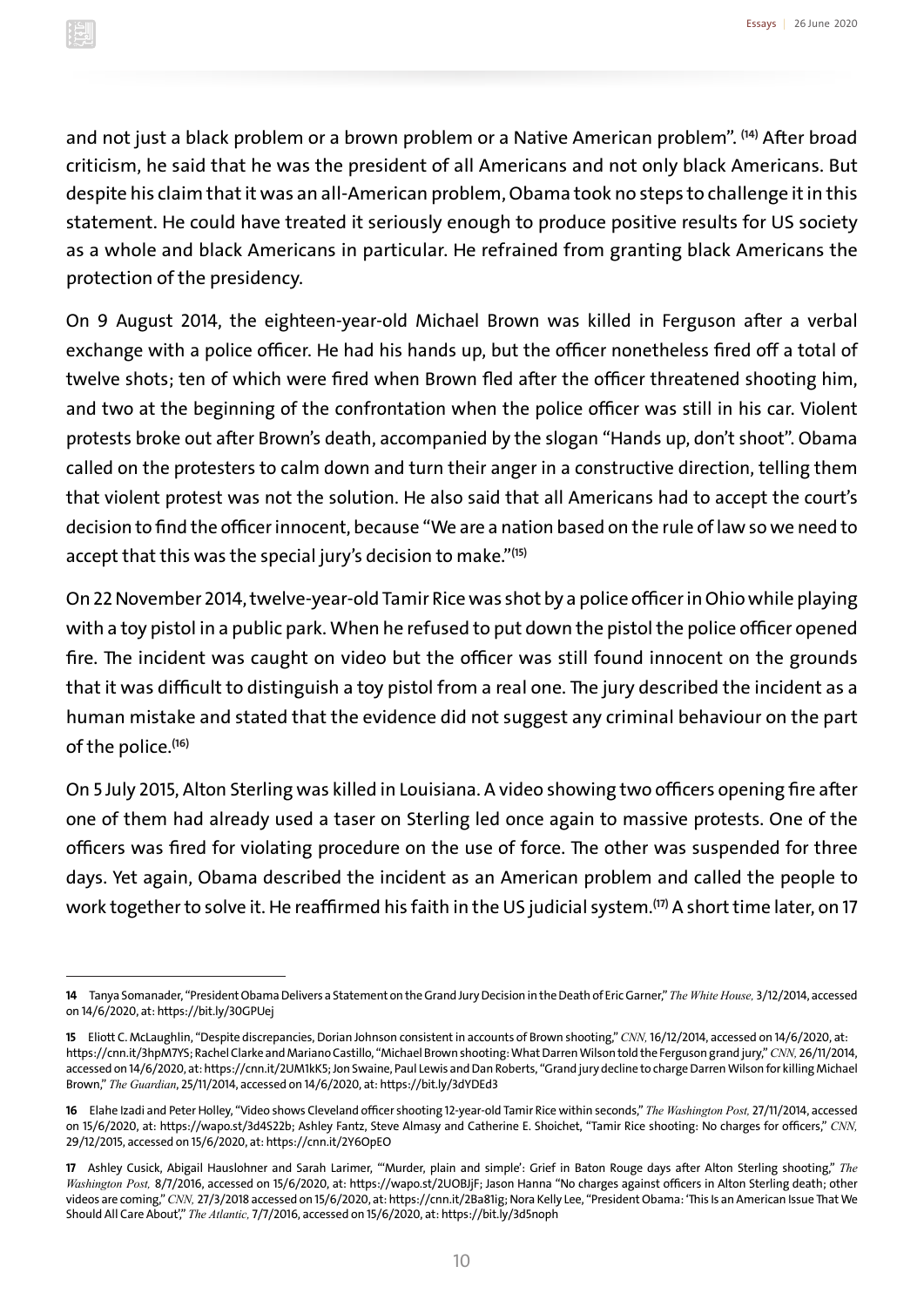and not just a black problem or a brown problem or a Native American problem". [14] After broad criticism, he said that he was the president of all Americans and not only black Americans. But despite his claim that it was an all-American problem, Obama took no steps to challenge it in this statement. He could have treated it seriously enough to produce positive results for US society as a whole and black Americans in particular. He refrained from granting black Americans the protection of the presidency.

On 9 August 2014, the eighteen-year-old Michael Brown was killed in Ferguson after a verbal exchange with a police officer. He had his hands up, but the officer nonetheless fired off a total of twelve shots; ten of which were fired when Brown fled after the officer threatened shooting him, and two at the beginning of the confrontation when the police officer was still in his car. Violent protests broke out after Brown's death, accompanied by the slogan "Hands up, don't shoot". Obama called on the protesters to calm down and turn their anger in a constructive direction, telling them that violent protest was not the solution. He also said that all Americans had to accept the court's decision to find the officer innocent, because "We are a nation based on the rule of law so we need to accept that this was the special jury's decision to make."[15]

On 22 November 2014, twelve-year-old Tamir Rice was shot by a police officer in Ohio while playing with a toy pistol in a public park. When he refused to put down the pistol the police officer opened fire. The incident was caught on video but the officer was still found innocent on the grounds that it was difficult to distinguish a toy pistol from a real one. The jury described the incident as a human mistake and stated that the evidence did not suggest any criminal behaviour on the part of the police.[16]

On 5 July 2015, Alton Sterling was killed in Louisiana. A video showing two officers opening fire after one of them had already used a taser on Sterling led once again to massive protests. One of the officers was fired for violating procedure on the use of force. The other was suspended for three days. Yet again, Obama described the incident as an American problem and called the people to work together to solve it. He reaffirmed his faith in the US judicial system.[17] A short time later, on 17

---

**14** Tanya Somanader, "President Obama Delivers a Statement on the Grand Jury Decision in the Death of Eric Garner," *The White House,* 3/12/2014, accessed on 14/6/2020, at: https://bit.ly/30GPUej

**15** Eliott C. McLaughlin, "Despite discrepancies, Dorian Johnson consistent in accounts of Brown shooting," *CNN,* 16/12/2014, accessed on 14/6/2020, at: https://cnn.it/3hpM7YS; Rachel Clarke and Mariano Castillo, "Michael Brown shooting: What Darren Wilson told the Ferguson grand jury," *CNN,* 26/11/2014, accessed on 14/6/2020, at: https://cnn.it/2UM1kK5; Jon Swaine, Paul Lewis and Dan Roberts, "Grand jury decline to charge Darren Wilson for killing Michael Brown," *The Guardian*, 25/11/2014, accessed on 14/6/2020, at: https://bit.ly/3dYDEd3

**16** Elahe Izadi and Peter Holley, "Video shows Cleveland officer shooting 12-year-old Tamir Rice within seconds," *The Washington Post,* 27/11/2014, accessed on 15/6/2020, at: https://wapo.st/3d4S22b; Ashley Fantz, Steve Almasy and Catherine E. Shoichet, "Tamir Rice shooting: No charges for officers," *CNN,* 29/12/2015, accessed on 15/6/2020, at: https://cnn.it/2Y6OpEO

**17** Ashley Cusick, Abigail Hauslohner and Sarah Larimer, "'Murder, plain and simple': Grief in Baton Rouge days after Alton Sterling shooting," *The Washington Post,* 8/7/2016, accessed on 15/6/2020, at: https://wapo.st/2UOBJjF; Jason Hanna "No charges against officers in Alton Sterling death; other videos are coming," *CNN,* 27/3/2018 accessed on 15/6/2020, at: https://cnn.it/2Ba81ig; Nora Kelly Lee, "President Obama: 'This Is an American Issue That We Should All Care About'," *The Atlantic,* 7/7/2016, accessed on 15/6/2020, at: https://bit.ly/3d5noph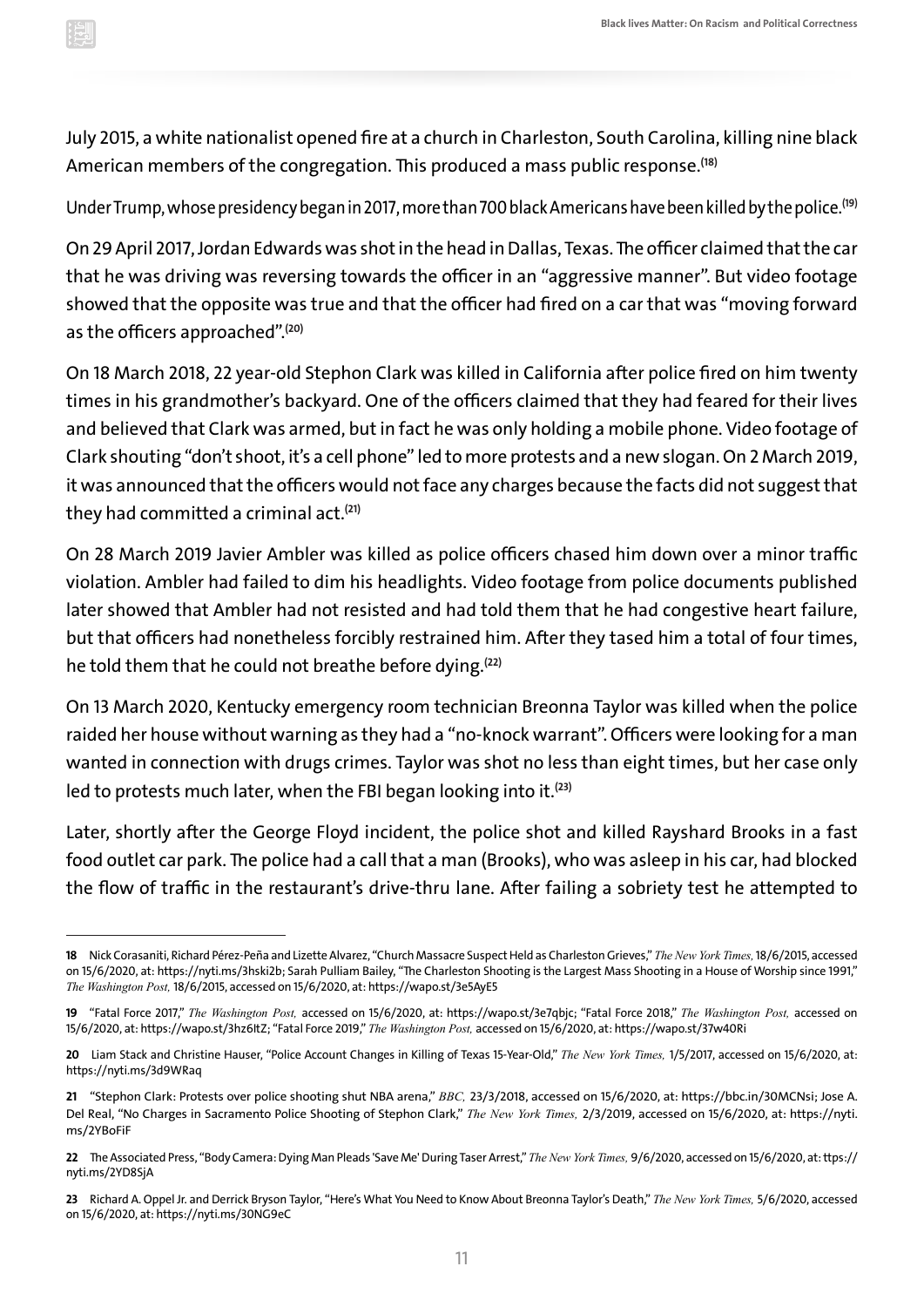July 2015, a white nationalist opened fire at a church in Charleston, South Carolina, killing nine black American members of the congregation. This produced a mass public response.[18]

Under Trump, whose presidency began in 2017, more than 700 black Americans have been killed by the police.[19]

On 29 April 2017, Jordan Edwards was shot in the head in Dallas, Texas. The officer claimed that the car that he was driving was reversing towards the officer in an "aggressive manner". But video footage showed that the opposite was true and that the officer had fired on a car that was "moving forward as the officers approached".[20]

On 18 March 2018, 22 year-old Stephon Clark was killed in California after police fired on him twenty times in his grandmother's backyard. One of the officers claimed that they had feared for their lives and believed that Clark was armed, but in fact he was only holding a mobile phone. Video footage of Clark shouting "don't shoot, it's a cell phone" led to more protests and a new slogan. On 2 March 2019, it was announced that the officers would not face any charges because the facts did not suggest that they had committed a criminal act.[21]

On 28 March 2019 Javier Ambler was killed as police officers chased him down over a minor traffic violation. Ambler had failed to dim his headlights. Video footage from police documents published later showed that Ambler had not resisted and had told them that he had congestive heart failure, but that officers had nonetheless forcibly restrained him. After they tased him a total of four times, he told them that he could not breathe before dying.[22]

On 13 March 2020, Kentucky emergency room technician Breonna Taylor was killed when the police raided her house without warning as they had a "no-knock warrant". Officers were looking for a man wanted in connection with drugs crimes. Taylor was shot no less than eight times, but her case only led to protests much later, when the FBI began looking into it.[23]

Later, shortly after the George Floyd incident, the police shot and killed Rayshard Brooks in a fast food outlet car park. The police had a call that a man (Brooks), who was asleep in his car, had blocked the flow of traffic in the restaurant's drive-thru lane. After failing a sobriety test he attempted to

---

**18** Nick Corasaniti, Richard Pérez-Peña and Lizette Alvarez, "Church Massacre Suspect Held as Charleston Grieves," *The New York Times,* 18/6/2015, accessed on 15/6/2020, at: https://nyti.ms/3hski2b; Sarah Pulliam Bailey, "The Charleston Shooting is the Largest Mass Shooting in a House of Worship since 1991," *The Washington Post,* 18/6/2015, accessed on 15/6/2020, at: https://wapo.st/3e5AyE5

**19** "Fatal Force 2017," *The Washington Post,* accessed on 15/6/2020, at: https://wapo.st/3e7qbjc; "Fatal Force 2018," *The Washington Post,* accessed on 15/6/2020, at: https://wapo.st/3hz6ltZ; "Fatal Force 2019," *The Washington Post,* accessed on 15/6/2020, at: https://wapo.st/37w40Ri

**20** Liam Stack and Christine Hauser, "Police Account Changes in Killing of Texas 15-Year-Old," *The New York Times,* 1/5/2017, accessed on 15/6/2020, at: https://nyti.ms/3d9WRaq

**21** "Stephon Clark: Protests over police shooting shut NBA arena," *BBC,* 23/3/2018, accessed on 15/6/2020, at: https://bbc.in/30MCNsi; Jose A. Del Real, "No Charges in Sacramento Police Shooting of Stephon Clark," *The New York Times,* 2/3/2019, accessed on 15/6/2020, at: https://nyti.ms/2YBoFiF

**22** The Associated Press, "Body Camera: Dying Man Pleads 'Save Me' During Taser Arrest," *The New York Times,* 9/6/2020, accessed on 15/6/2020, at: ttps://nyti.ms/2YD8SjA

**23** Richard A. Oppel Jr. and Derrick Bryson Taylor, "Here's What You Need to Know About Breonna Taylor's Death," *The New York Times,* 5/6/2020, accessed on 15/6/2020, at: https://nyti.ms/30NG9eC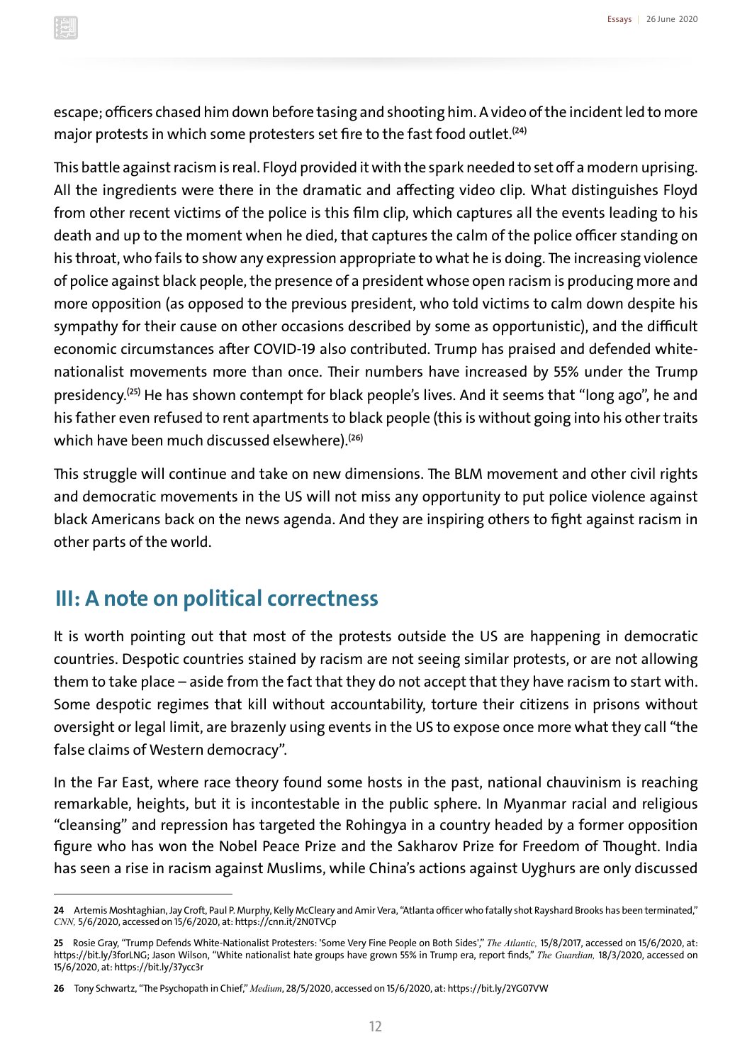escape; officers chased him down before tasing and shooting him. A video of the incident led to more major protests in which some protesters set fire to the fast food outlet.[24]

This battle against racism is real. Floyd provided it with the spark needed to set off a modern uprising. All the ingredients were there in the dramatic and affecting video clip. What distinguishes Floyd from other recent victims of the police is this film clip, which captures all the events leading to his death and up to the moment when he died, that captures the calm of the police officer standing on his throat, who fails to show any expression appropriate to what he is doing. The increasing violence of police against black people, the presence of a president whose open racism is producing more and more opposition (as opposed to the previous president, who told victims to calm down despite his sympathy for their cause on other occasions described by some as opportunistic), and the difficult economic circumstances after COVID-19 also contributed. Trump has praised and defended white-nationalist movements more than once. Their numbers have increased by 55% under the Trump presidency.[25] He has shown contempt for black people's lives. And it seems that "long ago", he and his father even refused to rent apartments to black people (this is without going into his other traits which have been much discussed elsewhere).[26]

This struggle will continue and take on new dimensions. The BLM movement and other civil rights and democratic movements in the US will not miss any opportunity to put police violence against black Americans back on the news agenda. And they are inspiring others to fight against racism in other parts of the world.

## III: A note on political correctness

It is worth pointing out that most of the protests outside the US are happening in democratic countries. Despotic countries stained by racism are not seeing similar protests, or are not allowing them to take place – aside from the fact that they do not accept that they have racism to start with. Some despotic regimes that kill without accountability, torture their citizens in prisons without oversight or legal limit, are brazenly using events in the US to expose once more what they call "the false claims of Western democracy".

In the Far East, where race theory found some hosts in the past, national chauvinism is reaching remarkable, heights, but it is incontestable in the public sphere. In Myanmar racial and religious "cleansing" and repression has targeted the Rohingya in a country headed by a former opposition figure who has won the Nobel Peace Prize and the Sakharov Prize for Freedom of Thought. India has seen a rise in racism against Muslims, while China's actions against Uyghurs are only discussed

---

**24** Artemis Moshtaghian, Jay Croft, Paul P. Murphy, Kelly McCleary and Amir Vera, "Atlanta officer who fatally shot Rayshard Brooks has been terminated," *CNN,* 5/6/2020, accessed on 15/6/2020, at: https://cnn.it/2N0TVCp

**25** Rosie Gray, "Trump Defends White-Nationalist Protesters: 'Some Very Fine People on Both Sides'," *The Atlantic,* 15/8/2017, accessed on 15/6/2020, at: https://bit.ly/3forLNG; Jason Wilson, "White nationalist hate groups have grown 55% in Trump era, report finds," *The Guardian,* 18/3/2020, accessed on 15/6/2020, at: https://bit.ly/37ycc3r

**26** Tony Schwartz, "The Psychopath in Chief," *Medium*, 28/5/2020, accessed on 15/6/2020, at: https://bit.ly/2YG07VW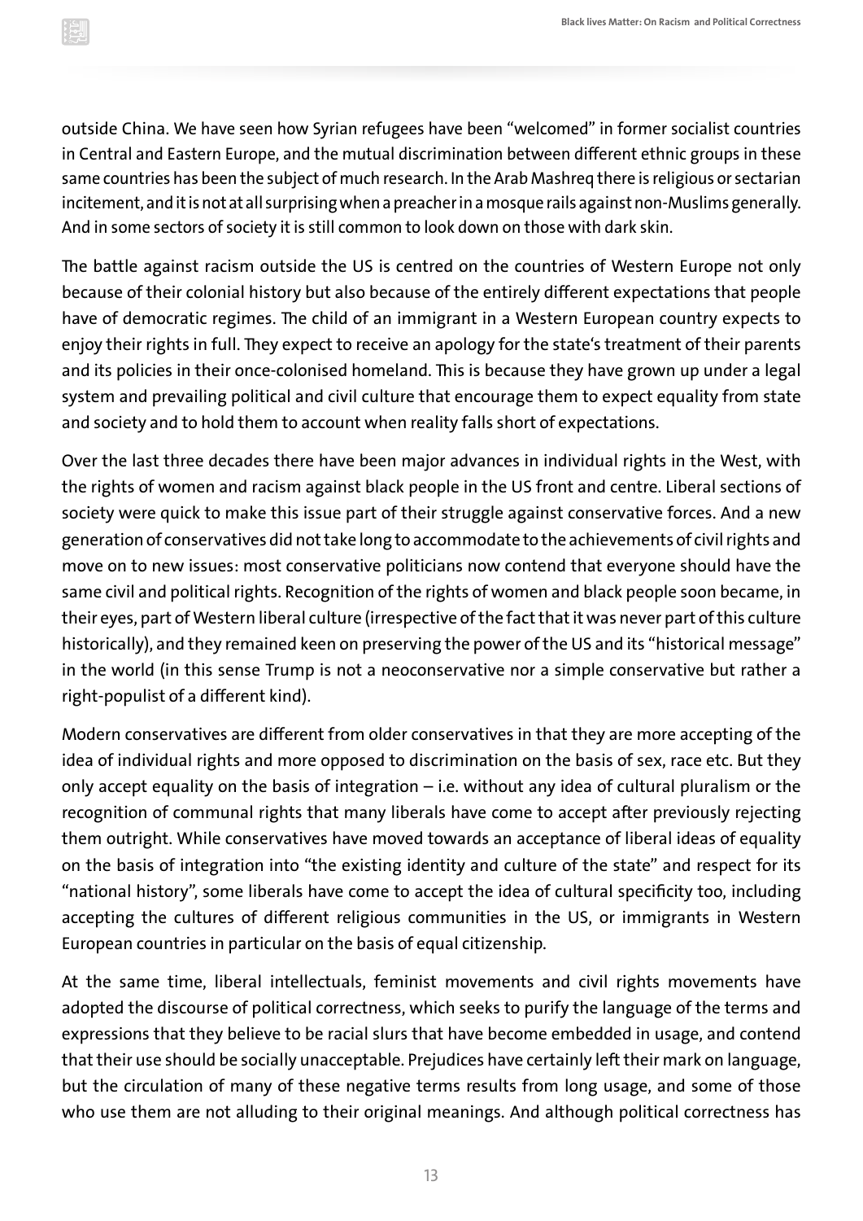outside China. We have seen how Syrian refugees have been "welcomed" in former socialist countries in Central and Eastern Europe, and the mutual discrimination between different ethnic groups in these same countries has been the subject of much research. In the Arab Mashreq there is religious or sectarian incitement, and it is not at all surprising when a preacher in a mosque rails against non-Muslims generally. And in some sectors of society it is still common to look down on those with dark skin.

The battle against racism outside the US is centred on the countries of Western Europe not only because of their colonial history but also because of the entirely different expectations that people have of democratic regimes. The child of an immigrant in a Western European country expects to enjoy their rights in full. They expect to receive an apology for the state's treatment of their parents and its policies in their once-colonised homeland. This is because they have grown up under a legal system and prevailing political and civil culture that encourage them to expect equality from state and society and to hold them to account when reality falls short of expectations.

Over the last three decades there have been major advances in individual rights in the West, with the rights of women and racism against black people in the US front and centre. Liberal sections of society were quick to make this issue part of their struggle against conservative forces. And a new generation of conservatives did not take long to accommodate to the achievements of civil rights and move on to new issues: most conservative politicians now contend that everyone should have the same civil and political rights. Recognition of the rights of women and black people soon became, in their eyes, part of Western liberal culture (irrespective of the fact that it was never part of this culture historically), and they remained keen on preserving the power of the US and its "historical message" in the world (in this sense Trump is not a neoconservative nor a simple conservative but rather a right-populist of a different kind).

Modern conservatives are different from older conservatives in that they are more accepting of the idea of individual rights and more opposed to discrimination on the basis of sex, race etc. But they only accept equality on the basis of integration – i.e. without any idea of cultural pluralism or the recognition of communal rights that many liberals have come to accept after previously rejecting them outright. While conservatives have moved towards an acceptance of liberal ideas of equality on the basis of integration into "the existing identity and culture of the state" and respect for its "national history", some liberals have come to accept the idea of cultural specificity too, including accepting the cultures of different religious communities in the US, or immigrants in Western European countries in particular on the basis of equal citizenship.

At the same time, liberal intellectuals, feminist movements and civil rights movements have adopted the discourse of political correctness, which seeks to purify the language of the terms and expressions that they believe to be racial slurs that have become embedded in usage, and contend that their use should be socially unacceptable. Prejudices have certainly left their mark on language, but the circulation of many of these negative terms results from long usage, and some of those who use them are not alluding to their original meanings. And although political correctness has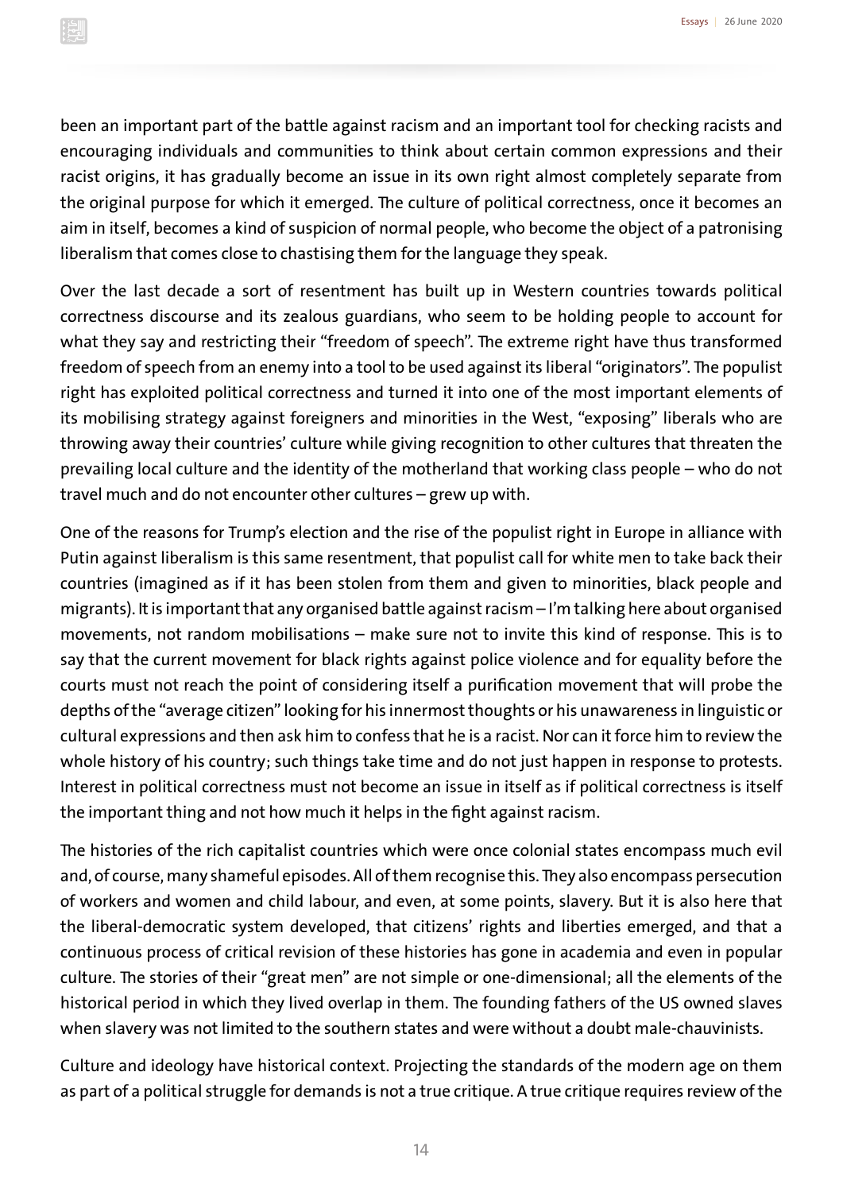been an important part of the battle against racism and an important tool for checking racists and encouraging individuals and communities to think about certain common expressions and their racist origins, it has gradually become an issue in its own right almost completely separate from the original purpose for which it emerged. The culture of political correctness, once it becomes an aim in itself, becomes a kind of suspicion of normal people, who become the object of a patronising liberalism that comes close to chastising them for the language they speak.

Over the last decade a sort of resentment has built up in Western countries towards political correctness discourse and its zealous guardians, who seem to be holding people to account for what they say and restricting their "freedom of speech". The extreme right have thus transformed freedom of speech from an enemy into a tool to be used against its liberal "originators". The populist right has exploited political correctness and turned it into one of the most important elements of its mobilising strategy against foreigners and minorities in the West, "exposing" liberals who are throwing away their countries' culture while giving recognition to other cultures that threaten the prevailing local culture and the identity of the motherland that working class people – who do not travel much and do not encounter other cultures – grew up with.

One of the reasons for Trump's election and the rise of the populist right in Europe in alliance with Putin against liberalism is this same resentment, that populist call for white men to take back their countries (imagined as if it has been stolen from them and given to minorities, black people and migrants). It is important that any organised battle against racism – I'm talking here about organised movements, not random mobilisations – make sure not to invite this kind of response. This is to say that the current movement for black rights against police violence and for equality before the courts must not reach the point of considering itself a purification movement that will probe the depths of the "average citizen" looking for his innermost thoughts or his unawareness in linguistic or cultural expressions and then ask him to confess that he is a racist. Nor can it force him to review the whole history of his country; such things take time and do not just happen in response to protests. Interest in political correctness must not become an issue in itself as if political correctness is itself the important thing and not how much it helps in the fight against racism.

The histories of the rich capitalist countries which were once colonial states encompass much evil and, of course, many shameful episodes. All of them recognise this. They also encompass persecution of workers and women and child labour, and even, at some points, slavery. But it is also here that the liberal-democratic system developed, that citizens' rights and liberties emerged, and that a continuous process of critical revision of these histories has gone in academia and even in popular culture. The stories of their "great men" are not simple or one-dimensional; all the elements of the historical period in which they lived overlap in them. The founding fathers of the US owned slaves when slavery was not limited to the southern states and were without a doubt male-chauvinists.

Culture and ideology have historical context. Projecting the standards of the modern age on them as part of a political struggle for demands is not a true critique. A true critique requires review of the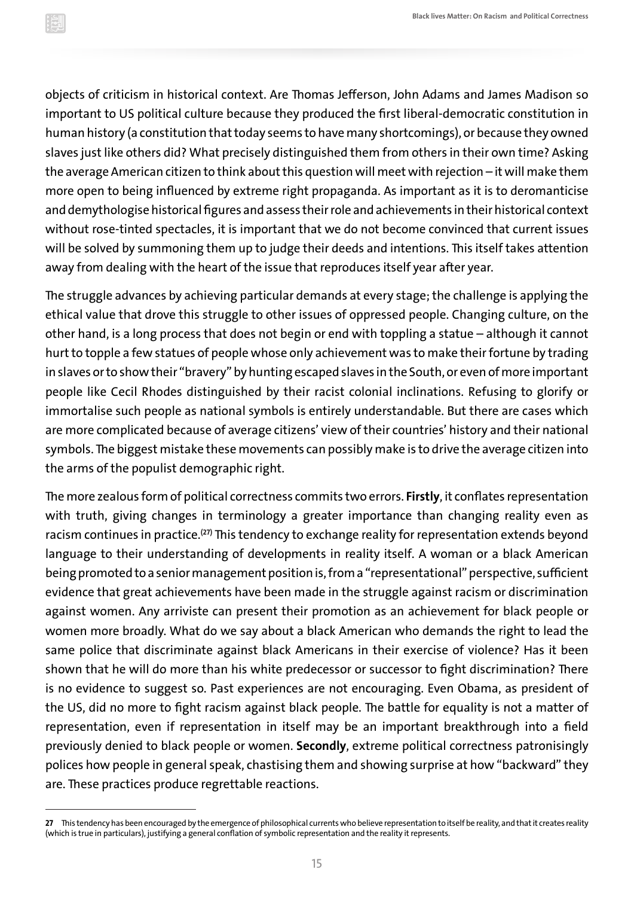objects of criticism in historical context. Are Thomas Jefferson, John Adams and James Madison so important to US political culture because they produced the first liberal-democratic constitution in human history (a constitution that today seems to have many shortcomings), or because they owned slaves just like others did? What precisely distinguished them from others in their own time? Asking the average American citizen to think about this question will meet with rejection – it will make them more open to being influenced by extreme right propaganda. As important as it is to deromanticise and demythologise historical figures and assess their role and achievements in their historical context without rose-tinted spectacles, it is important that we do not become convinced that current issues will be solved by summoning them up to judge their deeds and intentions. This itself takes attention away from dealing with the heart of the issue that reproduces itself year after year.

The struggle advances by achieving particular demands at every stage; the challenge is applying the ethical value that drove this struggle to other issues of oppressed people. Changing culture, on the other hand, is a long process that does not begin or end with toppling a statue – although it cannot hurt to topple a few statues of people whose only achievement was to make their fortune by trading in slaves or to show their "bravery" by hunting escaped slaves in the South, or even of more important people like Cecil Rhodes distinguished by their racist colonial inclinations. Refusing to glorify or immortalise such people as national symbols is entirely understandable. But there are cases which are more complicated because of average citizens' view of their countries' history and their national symbols. The biggest mistake these movements can possibly make is to drive the average citizen into the arms of the populist demographic right.

The more zealous form of political correctness commits two errors. **Firstly**, it conflates representation with truth, giving changes in terminology a greater importance than changing reality even as racism continues in practice.[27] This tendency to exchange reality for representation extends beyond language to their understanding of developments in reality itself. A woman or a black American being promoted to a senior management position is, from a "representational" perspective, sufficient evidence that great achievements have been made in the struggle against racism or discrimination against women. Any arriviste can present their promotion as an achievement for black people or women more broadly. What do we say about a black American who demands the right to lead the same police that discriminate against black Americans in their exercise of violence? Has it been shown that he will do more than his white predecessor or successor to fight discrimination? There is no evidence to suggest so. Past experiences are not encouraging. Even Obama, as president of the US, did no more to fight racism against black people. The battle for equality is not a matter of representation, even if representation in itself may be an important breakthrough into a field previously denied to black people or women. **Secondly**, extreme political correctness patronisingly polices how people in general speak, chastising them and showing surprise at how "backward" they are. These practices produce regrettable reactions.

---

**27** This tendency has been encouraged by the emergence of philosophical currents who believe representation to itself be reality, and that it creates reality (which is true in particulars), justifying a general conflation of symbolic representation and the reality it represents.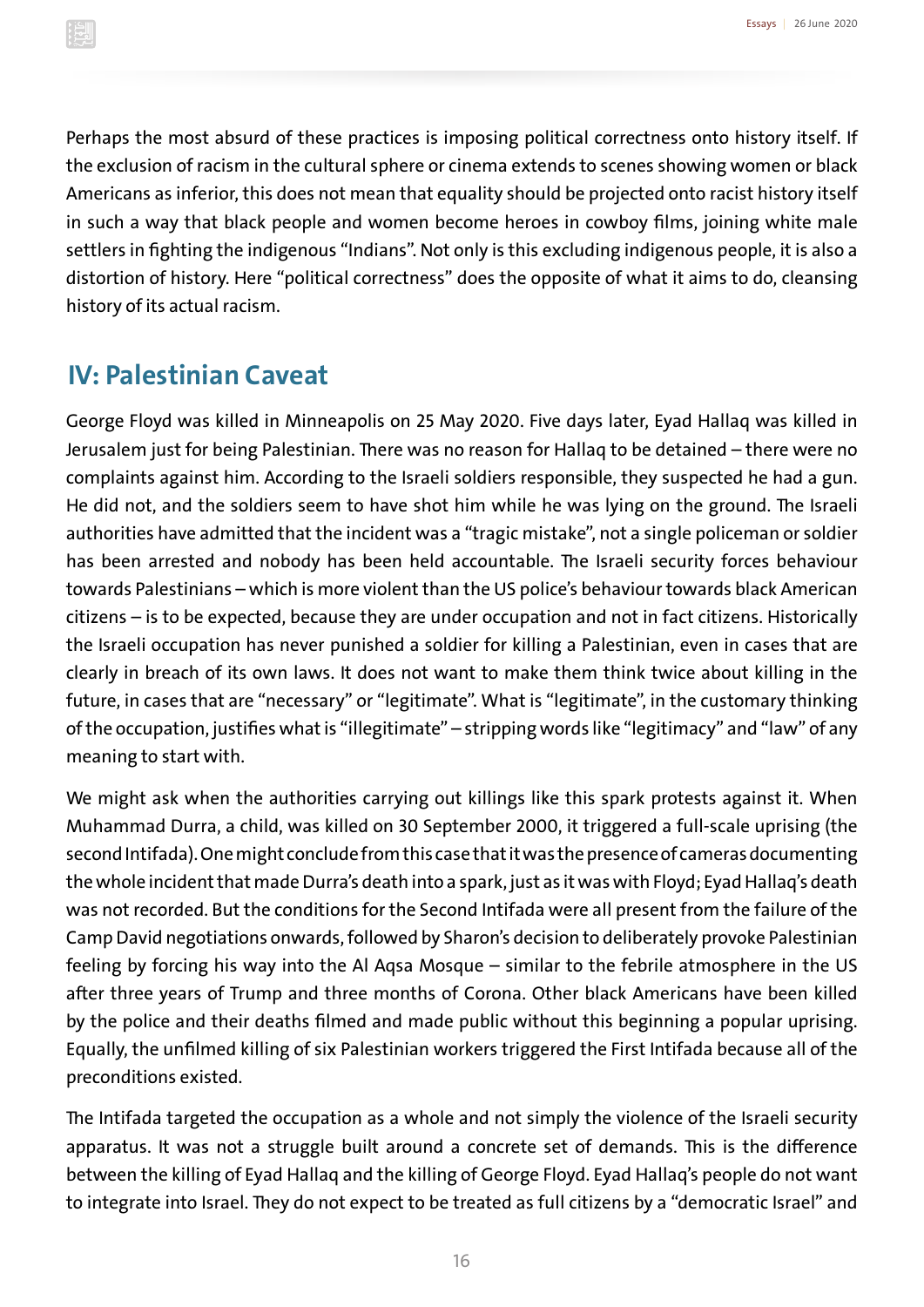Perhaps the most absurd of these practices is imposing political correctness onto history itself. If the exclusion of racism in the cultural sphere or cinema extends to scenes showing women or black Americans as inferior, this does not mean that equality should be projected onto racist history itself in such a way that black people and women become heroes in cowboy films, joining white male settlers in fighting the indigenous "Indians". Not only is this excluding indigenous people, it is also a distortion of history. Here "political correctness" does the opposite of what it aims to do, cleansing history of its actual racism.

## IV: Palestinian Caveat

George Floyd was killed in Minneapolis on 25 May 2020. Five days later, Eyad Hallaq was killed in Jerusalem just for being Palestinian. There was no reason for Hallaq to be detained – there were no complaints against him. According to the Israeli soldiers responsible, they suspected he had a gun. He did not, and the soldiers seem to have shot him while he was lying on the ground. The Israeli authorities have admitted that the incident was a "tragic mistake", not a single policeman or soldier has been arrested and nobody has been held accountable. The Israeli security forces behaviour towards Palestinians – which is more violent than the US police's behaviour towards black American citizens – is to be expected, because they are under occupation and not in fact citizens. Historically the Israeli occupation has never punished a soldier for killing a Palestinian, even in cases that are clearly in breach of its own laws. It does not want to make them think twice about killing in the future, in cases that are "necessary" or "legitimate". What is "legitimate", in the customary thinking of the occupation, justifies what is "illegitimate" – stripping words like "legitimacy" and "law" of any meaning to start with.

We might ask when the authorities carrying out killings like this spark protests against it. When Muhammad Durra, a child, was killed on 30 September 2000, it triggered a full-scale uprising (the second Intifada). One might conclude from this case that it was the presence of cameras documenting the whole incident that made Durra's death into a spark, just as it was with Floyd; Eyad Hallaq's death was not recorded. But the conditions for the Second Intifada were all present from the failure of the Camp David negotiations onwards, followed by Sharon's decision to deliberately provoke Palestinian feeling by forcing his way into the Al Aqsa Mosque – similar to the febrile atmosphere in the US after three years of Trump and three months of Corona. Other black Americans have been killed by the police and their deaths filmed and made public without this beginning a popular uprising. Equally, the unfilmed killing of six Palestinian workers triggered the First Intifada because all of the preconditions existed.

The Intifada targeted the occupation as a whole and not simply the violence of the Israeli security apparatus. It was not a struggle built around a concrete set of demands. This is the difference between the killing of Eyad Hallaq and the killing of George Floyd. Eyad Hallaq's people do not want to integrate into Israel. They do not expect to be treated as full citizens by a "democratic Israel" and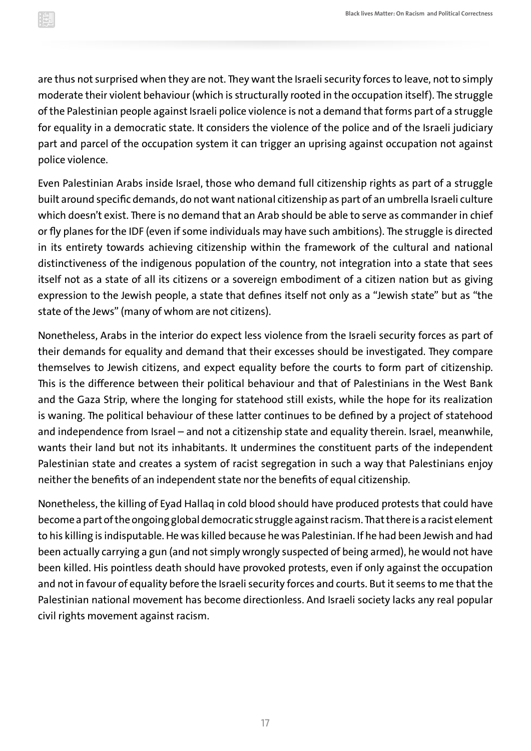are thus not surprised when they are not. They want the Israeli security forces to leave, not to simply moderate their violent behaviour (which is structurally rooted in the occupation itself). The struggle of the Palestinian people against Israeli police violence is not a demand that forms part of a struggle for equality in a democratic state. It considers the violence of the police and of the Israeli judiciary part and parcel of the occupation system it can trigger an uprising against occupation not against police violence.

Even Palestinian Arabs inside Israel, those who demand full citizenship rights as part of a struggle built around specific demands, do not want national citizenship as part of an umbrella Israeli culture which doesn't exist. There is no demand that an Arab should be able to serve as commander in chief or fly planes for the IDF (even if some individuals may have such ambitions). The struggle is directed in its entirety towards achieving citizenship within the framework of the cultural and national distinctiveness of the indigenous population of the country, not integration into a state that sees itself not as a state of all its citizens or a sovereign embodiment of a citizen nation but as giving expression to the Jewish people, a state that defines itself not only as a "Jewish state" but as "the state of the Jews" (many of whom are not citizens).

Nonetheless, Arabs in the interior do expect less violence from the Israeli security forces as part of their demands for equality and demand that their excesses should be investigated. They compare themselves to Jewish citizens, and expect equality before the courts to form part of citizenship. This is the difference between their political behaviour and that of Palestinians in the West Bank and the Gaza Strip, where the longing for statehood still exists, while the hope for its realization is waning. The political behaviour of these latter continues to be defined by a project of statehood and independence from Israel – and not a citizenship state and equality therein. Israel, meanwhile, wants their land but not its inhabitants. It undermines the constituent parts of the independent Palestinian state and creates a system of racist segregation in such a way that Palestinians enjoy neither the benefits of an independent state nor the benefits of equal citizenship.

Nonetheless, the killing of Eyad Hallaq in cold blood should have produced protests that could have become a part of the ongoing global democratic struggle against racism. That there is a racist element to his killing is indisputable. He was killed because he was Palestinian. If he had been Jewish and had been actually carrying a gun (and not simply wrongly suspected of being armed), he would not have been killed. His pointless death should have provoked protests, even if only against the occupation and not in favour of equality before the Israeli security forces and courts. But it seems to me that the Palestinian national movement has become directionless. And Israeli society lacks any real popular civil rights movement against racism.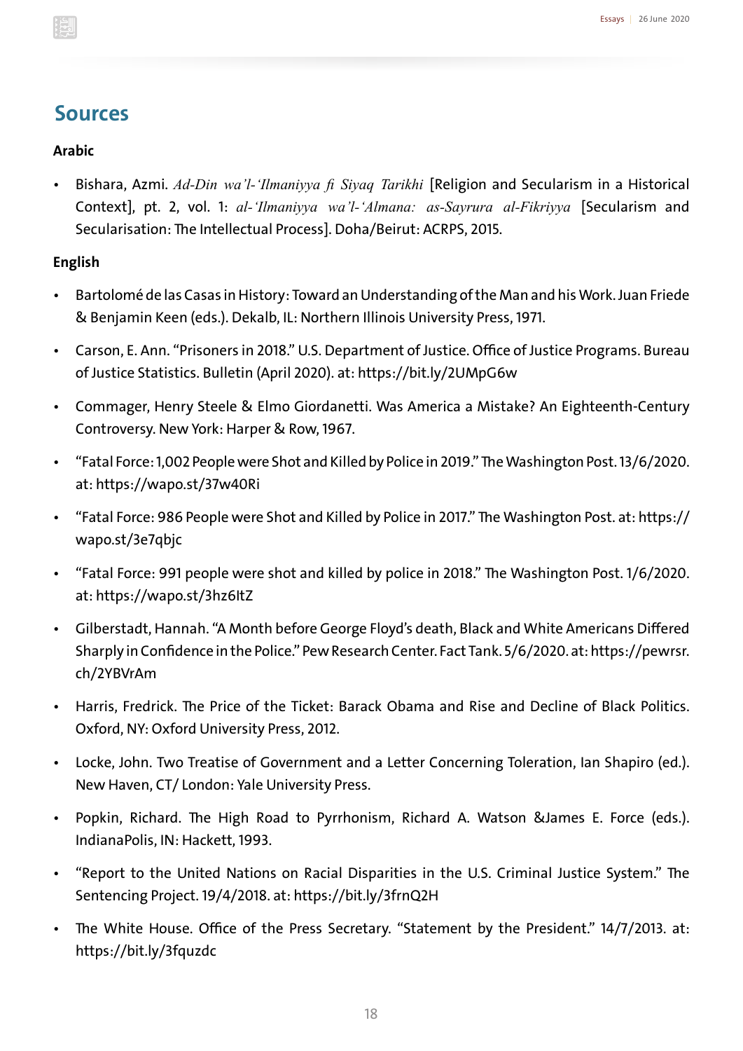## Sources

### Arabic

- Bishara, Azmi. *Ad-Din wa'l-'Ilmaniyya fi Siyaq Tarikhi* [Religion and Secularism in a Historical Context], pt. 2, vol. 1: *al-'Ilmaniyya wa'l-'Almana: as-Sayrura al-Fikriyya* [Secularism and Secularisation: The Intellectual Process]. Doha/Beirut: ACRPS, 2015.

### English

- Bartolomé de las Casas in History: Toward an Understanding of the Man and his Work. Juan Friede & Benjamin Keen (eds.). Dekalb, IL: Northern Illinois University Press, 1971.
- Carson, E. Ann. "Prisoners in 2018." U.S. Department of Justice. Office of Justice Programs. Bureau of Justice Statistics. Bulletin (April 2020). at: https://bit.ly/2UMpG6w
- Commager, Henry Steele & Elmo Giordanetti. Was America a Mistake? An Eighteenth-Century Controversy. New York: Harper & Row, 1967.
- "Fatal Force: 1,002 People were Shot and Killed by Police in 2019." The Washington Post. 13/6/2020. at: https://wapo.st/37w40Ri
- "Fatal Force: 986 People were Shot and Killed by Police in 2017." The Washington Post. at: https://wapo.st/3e7qbjc
- "Fatal Force: 991 people were shot and killed by police in 2018." The Washington Post. 1/6/2020. at: https://wapo.st/3hz6ItZ
- Gilberstadt, Hannah. "A Month before George Floyd's death, Black and White Americans Differed Sharply in Confidence in the Police." Pew Research Center. Fact Tank. 5/6/2020. at: https://pewrsr.ch/2YBVrAm
- Harris, Fredrick. The Price of the Ticket: Barack Obama and Rise and Decline of Black Politics. Oxford, NY: Oxford University Press, 2012.
- Locke, John. Two Treatise of Government and a Letter Concerning Toleration, Ian Shapiro (ed.). New Haven, CT/ London: Yale University Press.
- Popkin, Richard. The High Road to Pyrrhonism, Richard A. Watson &James E. Force (eds.). IndianaPolis, IN: Hackett, 1993.
- "Report to the United Nations on Racial Disparities in the U.S. Criminal Justice System." The Sentencing Project. 19/4/2018. at: https://bit.ly/3frnQ2H
- The White House. Office of the Press Secretary. "Statement by the President." 14/7/2013. at: https://bit.ly/3fquzdc